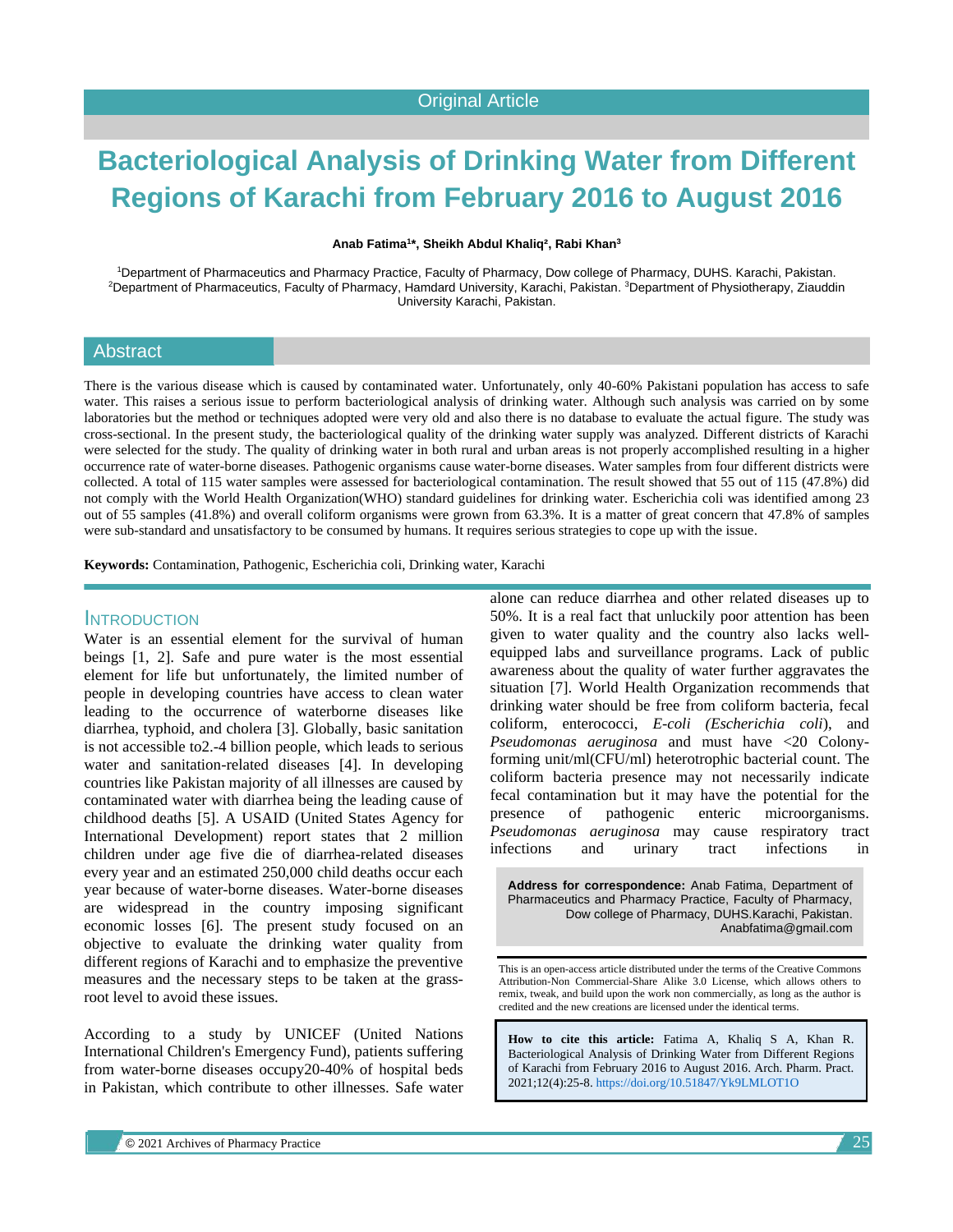Original Article

# Bacteriological Analysis of Drinking Water from Different Regions of Karachi from February 2016 to August 2016

**Anab Fatima[1]*, Sheikh Abdul Khaliq[2], Rabi Khan[3]**

[1]Department of Pharmaceutics and Pharmacy Practice, Faculty of Pharmacy, Dow college of Pharmacy, DUHS. Karachi, Pakistan. [2]Department of Pharmaceutics, Faculty of Pharmacy, Hamdard University, Karachi, Pakistan. [3]Department of Physiotherapy, Ziauddin University Karachi, Pakistan.

## Abstract

There is the various disease which is caused by contaminated water. Unfortunately, only 40-60% Pakistani population has access to safe water. This raises a serious issue to perform bacteriological analysis of drinking water. Although such analysis was carried on by some laboratories but the method or techniques adopted were very old and also there is no database to evaluate the actual figure. The study was cross-sectional. In the present study, the bacteriological quality of the drinking water supply was analyzed. Different districts of Karachi were selected for the study. The quality of drinking water in both rural and urban areas is not properly accomplished resulting in a higher occurrence rate of water-borne diseases. Pathogenic organisms cause water-borne diseases. Water samples from four different districts were collected. A total of 115 water samples were assessed for bacteriological contamination. The result showed that 55 out of 115 (47.8%) did not comply with the World Health Organization(WHO) standard guidelines for drinking water. Escherichia coli was identified among 23 out of 55 samples (41.8%) and overall coliform organisms were grown from 63.3%. It is a matter of great concern that 47.8% of samples were sub-standard and unsatisfactory to be consumed by humans. It requires serious strategies to cope up with the issue.

**Keywords:** Contamination, Pathogenic, Escherichia coli, Drinking water, Karachi

## INTRODUCTION

Water is an essential element for the survival of human beings [1, 2]. Safe and pure water is the most essential element for life but unfortunately, the limited number of people in developing countries have access to clean water leading to the occurrence of waterborne diseases like diarrhea, typhoid, and cholera [3]. Globally, basic sanitation is not accessible to2.-4 billion people, which leads to serious water and sanitation-related diseases [4]. In developing countries like Pakistan majority of all illnesses are caused by contaminated water with diarrhea being the leading cause of childhood deaths [5]. A USAID (United States Agency for International Development) report states that 2 million children under age five die of diarrhea-related diseases every year and an estimated 250,000 child deaths occur each year because of water-borne diseases. Water-borne diseases are widespread in the country imposing significant economic losses [6]. The present study focused on an objective to evaluate the drinking water quality from different regions of Karachi and to emphasize the preventive measures and the necessary steps to be taken at the grass-root level to avoid these issues.

According to a study by UNICEF (United Nations International Children's Emergency Fund), patients suffering from water-borne diseases occupy20-40% of hospital beds in Pakistan, which contribute to other illnesses. Safe water alone can reduce diarrhea and other related diseases up to 50%. It is a real fact that unluckily poor attention has been given to water quality and the country also lacks well-equipped labs and surveillance programs. Lack of public awareness about the quality of water further aggravates the situation [7]. World Health Organization recommends that drinking water should be free from coliform bacteria, fecal coliform, enterococci, *E-coli (Escherichia coli)*, and *Pseudomonas aeruginosa* and must have <20 Colony-forming unit/ml(CFU/ml) heterotrophic bacterial count. The coliform bacteria presence may not necessarily indicate fecal contamination but it may have the potential for the presence of pathogenic enteric microorganisms. *Pseudomonas aeruginosa* may cause respiratory tract infections and urinary tract infections in

**Address for correspondence:** Anab Fatima, Department of Pharmaceutics and Pharmacy Practice, Faculty of Pharmacy, Dow college of Pharmacy, DUHS.Karachi, Pakistan. Anabfatima@gmail.com

This is an open-access article distributed under the terms of the Creative Commons Attribution-Non Commercial-Share Alike 3.0 License, which allows others to remix, tweak, and build upon the work non commercially, as long as the author is credited and the new creations are licensed under the identical terms.

**How to cite this article:** Fatima A, Khaliq S A, Khan R. Bacteriological Analysis of Drinking Water from Different Regions of Karachi from February 2016 to August 2016. Arch. Pharm. Pract. 2021;12(4):25-8. https://doi.org/10.51847/Yk9LMLOT1O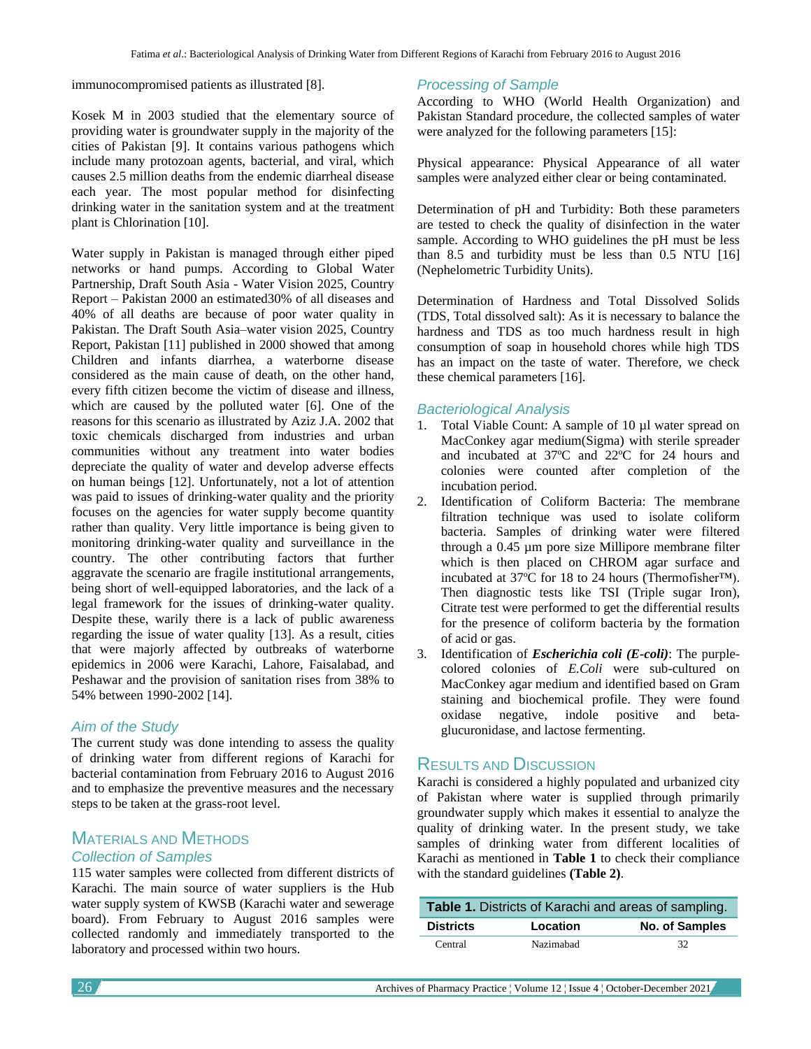immunocompromised patients as illustrated [8].

Kosek M in 2003 studied that the elementary source of providing water is groundwater supply in the majority of the cities of Pakistan [9]. It contains various pathogens which include many protozoan agents, bacterial, and viral, which causes 2.5 million deaths from the endemic diarrheal disease each year. The most popular method for disinfecting drinking water in the sanitation system and at the treatment plant is Chlorination [10].

Water supply in Pakistan is managed through either piped networks or hand pumps. According to Global Water Partnership, Draft South Asia - Water Vision 2025, Country Report – Pakistan 2000 an estimated30% of all diseases and 40% of all deaths are because of poor water quality in Pakistan. The Draft South Asia–water vision 2025, Country Report, Pakistan [11] published in 2000 showed that among Children and infants diarrhea, a waterborne disease considered as the main cause of death, on the other hand, every fifth citizen become the victim of disease and illness, which are caused by the polluted water [6]. One of the reasons for this scenario as illustrated by Aziz J.A. 2002 that toxic chemicals discharged from industries and urban communities without any treatment into water bodies depreciate the quality of water and develop adverse effects on human beings [12]. Unfortunately, not a lot of attention was paid to issues of drinking-water quality and the priority focuses on the agencies for water supply become quantity rather than quality. Very little importance is being given to monitoring drinking-water quality and surveillance in the country. The other contributing factors that further aggravate the scenario are fragile institutional arrangements, being short of well-equipped laboratories, and the lack of a legal framework for the issues of drinking-water quality. Despite these, warily there is a lack of public awareness regarding the issue of water quality [13]. As a result, cities that were majorly affected by outbreaks of waterborne epidemics in 2006 were Karachi, Lahore, Faisalabad, and Peshawar and the provision of sanitation rises from 38% to 54% between 1990-2002 [14].

### Aim of the Study

The current study was done intending to assess the quality of drinking water from different regions of Karachi for bacterial contamination from February 2016 to August 2016 and to emphasize the preventive measures and the necessary steps to be taken at the grass-root level.

## Materials and Methods

### Collection of Samples

115 water samples were collected from different districts of Karachi. The main source of water suppliers is the Hub water supply system of KWSB (Karachi water and sewerage board). From February to August 2016 samples were collected randomly and immediately transported to the laboratory and processed within two hours.

### Processing of Sample

According to WHO (World Health Organization) and Pakistan Standard procedure, the collected samples of water were analyzed for the following parameters [15]:

Physical appearance: Physical Appearance of all water samples were analyzed either clear or being contaminated.

Determination of pH and Turbidity: Both these parameters are tested to check the quality of disinfection in the water sample. According to WHO guidelines the pH must be less than 8.5 and turbidity must be less than 0.5 NTU [16] (Nephelometric Turbidity Units).

Determination of Hardness and Total Dissolved Solids (TDS, Total dissolved salt): As it is necessary to balance the hardness and TDS as too much hardness result in high consumption of soap in household chores while high TDS has an impact on the taste of water. Therefore, we check these chemical parameters [16].

### Bacteriological Analysis

1. Total Viable Count: A sample of 10 µl water spread on MacConkey agar medium(Sigma) with sterile spreader and incubated at 37ºC and 22ºC for 24 hours and colonies were counted after completion of the incubation period.
2. Identification of Coliform Bacteria: The membrane filtration technique was used to isolate coliform bacteria. Samples of drinking water were filtered through a 0.45 µm pore size Millipore membrane filter which is then placed on CHROM agar surface and incubated at 37ºC for 18 to 24 hours (Thermofisher™). Then diagnostic tests like TSI (Triple sugar Iron), Citrate test were performed to get the differential results for the presence of coliform bacteria by the formation of acid or gas.
3. Identification of ***Escherichia coli (E-coli)***: The purple-colored colonies of *E.Coli* were sub-cultured on MacConkey agar medium and identified based on Gram staining and biochemical profile. They were found oxidase negative, indole positive and beta-glucuronidase, and lactose fermenting.

## Results and Discussion

Karachi is considered a highly populated and urbanized city of Pakistan where water is supplied through primarily groundwater supply which makes it essential to analyze the quality of drinking water. In the present study, we take samples of drinking water from different localities of Karachi as mentioned in **Table 1** to check their compliance with the standard guidelines **(Table 2)**.

**Table 1.** Districts of Karachi and areas of sampling.

| Districts | Location | No. of Samples |
|---|---|---|
| Central | Nazimabad | 32 |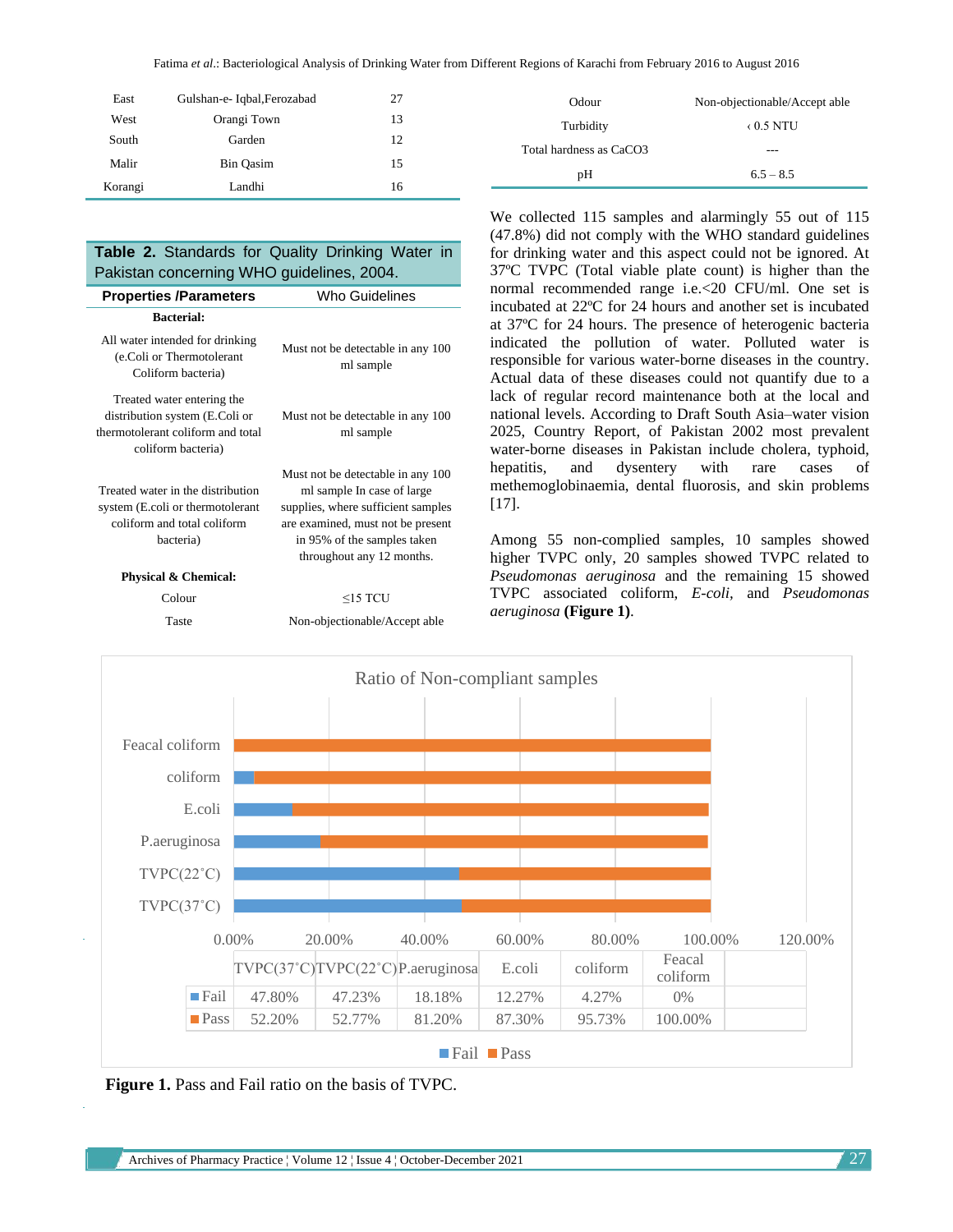| | | |
|---|---|---|
| East | Gulshan-e- Iqbal,Ferozabad | 27 |
| West | Orangi Town | 13 |
| South | Garden | 12 |
| Malir | Bin Qasim | 15 |
| Korangi | Landhi | 16 |

**Table 2.** Standards for Quality Drinking Water in Pakistan concerning WHO guidelines, 2004.

| Properties /Parameters | Who Guidelines |
|---|---|
| **Bacterial:** | |
| All water intended for drinking (e.Coli or Thermotolerant Coliform bacteria) | Must not be detectable in any 100 ml sample |
| Treated water entering the distribution system (E.Coli or thermotolerant coliform and total coliform bacteria) | Must not be detectable in any 100 ml sample |
| Treated water in the distribution system (E.coli or thermotolerant coliform and total coliform bacteria) | Must not be detectable in any 100 ml sample In case of large supplies, where sufficient samples are examined, must not be present in 95% of the samples taken throughout any 12 months. |
| **Physical & Chemical:** | |
| Colour | ≤15 TCU |
| Taste | Non-objectionable/Accept able |
| Odour | Non-objectionable/Accept able |
| Turbidity | ‹ 0.5 NTU |
| Total hardness as $CaCO_3$ | --- |
| pH | 6.5 – 8.5 |

We collected 115 samples and alarmingly 55 out of 115 (47.8%) did not comply with the WHO standard guidelines for drinking water and this aspect could not be ignored. At 37ºC TVPC (Total viable plate count) is higher than the normal recommended range i.e.<20 CFU/ml. One set is incubated at 22ºC for 24 hours and another set is incubated at 37ºC for 24 hours. The presence of heterogenic bacteria indicated the pollution of water. Polluted water is responsible for various water-borne diseases in the country. Actual data of these diseases could not quantify due to a lack of regular record maintenance both at the local and national levels. According to Draft South Asia–water vision 2025, Country Report, of Pakistan 2002 most prevalent water-borne diseases in Pakistan include cholera, typhoid, hepatitis, and dysentery with rare cases of methemoglobinaemia, dental fluorosis, and skin problems [17].

Among 55 non-complied samples, 10 samples showed higher TVPC only, 20 samples showed TVPC related to *Pseudomonas aeruginosa* and the remaining 15 showed TVPC associated coliform, *E-coli,* and *Pseudomonas aeruginosa* **(Figure 1)**.

Ratio of Non-compliant samples

| | TVPC(37˚C) | TVPC(22˚C) | P.aeruginosa | E.coli | coliform | Feacal coliform |
|---|---|---|---|---|---|---|
| Fail | 47.80% | 47.23% | 18.18% | 12.27% | 4.27% | 0% |
| Pass | 52.20% | 52.77% | 81.20% | 87.30% | 95.73% | 100.00% |

**Figure 1.** Pass and Fail ratio on the basis of TVPC.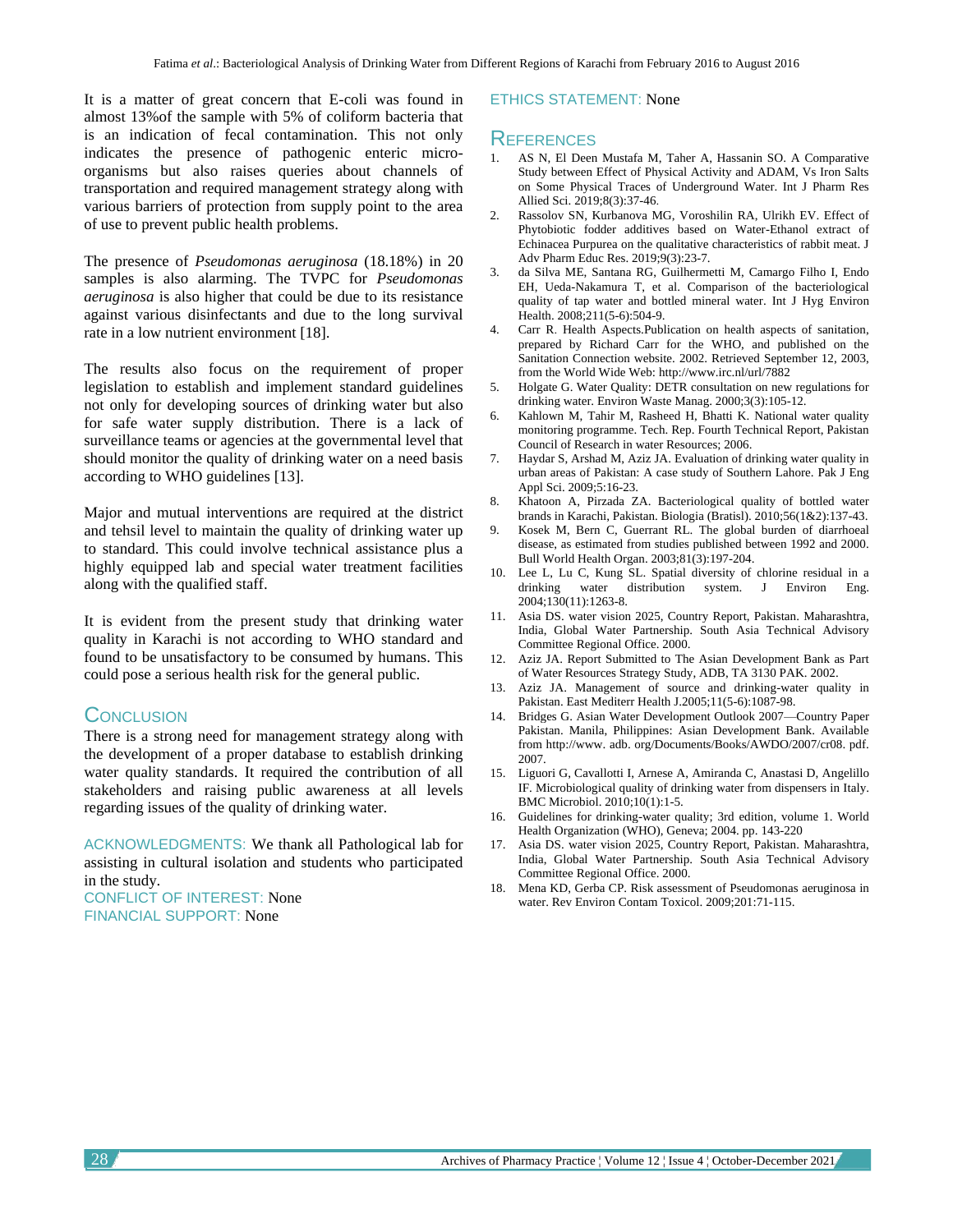It is a matter of great concern that E-coli was found in almost 13%of the sample with 5% of coliform bacteria that is an indication of fecal contamination. This not only indicates the presence of pathogenic enteric micro-organisms but also raises queries about channels of transportation and required management strategy along with various barriers of protection from supply point to the area of use to prevent public health problems.

The presence of *Pseudomonas aeruginosa* (18.18%) in 20 samples is also alarming. The TVPC for *Pseudomonas aeruginosa* is also higher that could be due to its resistance against various disinfectants and due to the long survival rate in a low nutrient environment [18].

The results also focus on the requirement of proper legislation to establish and implement standard guidelines not only for developing sources of drinking water but also for safe water supply distribution. There is a lack of surveillance teams or agencies at the governmental level that should monitor the quality of drinking water on a need basis according to WHO guidelines [13].

Major and mutual interventions are required at the district and tehsil level to maintain the quality of drinking water up to standard. This could involve technical assistance plus a highly equipped lab and special water treatment facilities along with the qualified staff.

It is evident from the present study that drinking water quality in Karachi is not according to WHO standard and found to be unsatisfactory to be consumed by humans. This could pose a serious health risk for the general public.

## Conclusion

There is a strong need for management strategy along with the development of a proper database to establish drinking water quality standards. It required the contribution of all stakeholders and raising public awareness at all levels regarding issues of the quality of drinking water.

ACKNOWLEDGMENTS: We thank all Pathological lab for assisting in cultural isolation and students who participated in the study.

CONFLICT OF INTEREST: None

FINANCIAL SUPPORT: None

ETHICS STATEMENT: None

## References

1. AS N, El Deen Mustafa M, Taher A, Hassanin SO. A Comparative Study between Effect of Physical Activity and ADAM, Vs Iron Salts on Some Physical Traces of Underground Water. Int J Pharm Res Allied Sci. 2019;8(3):37-46.
2. Rassolov SN, Kurbanova MG, Voroshilin RA, Ulrikh EV. Effect of Phytobiotic fodder additives based on Water-Ethanol extract of Echinacea Purpurea on the qualitative characteristics of rabbit meat. J Adv Pharm Educ Res. 2019;9(3):23-7.
3. da Silva ME, Santana RG, Guilhermetti M, Camargo Filho I, Endo EH, Ueda-Nakamura T, et al. Comparison of the bacteriological quality of tap water and bottled mineral water. Int J Hyg Environ Health. 2008;211(5-6):504-9.
4. Carr R. Health Aspects.Publication on health aspects of sanitation, prepared by Richard Carr for the WHO, and published on the Sanitation Connection website. 2002. Retrieved September 12, 2003, from the World Wide Web: http://www.irc.nl/url/7882
5. Holgate G. Water Quality: DETR consultation on new regulations for drinking water. Environ Waste Manag. 2000;3(3):105-12.
6. Kahlown M, Tahir M, Rasheed H, Bhatti K. National water quality monitoring programme. Tech. Rep. Fourth Technical Report, Pakistan Council of Research in water Resources; 2006.
7. Haydar S, Arshad M, Aziz JA. Evaluation of drinking water quality in urban areas of Pakistan: A case study of Southern Lahore. Pak J Eng Appl Sci. 2009;5:16-23.
8. Khatoon A, Pirzada ZA. Bacteriological quality of bottled water brands in Karachi, Pakistan. Biologia (Bratisl). 2010;56(1&2):137-43.
9. Kosek M, Bern C, Guerrant RL. The global burden of diarrhoeal disease, as estimated from studies published between 1992 and 2000. Bull World Health Organ. 2003;81(3):197-204.
10. Lee L, Lu C, Kung SL. Spatial diversity of chlorine residual in a drinking water distribution system. J Environ Eng. 2004;130(11):1263-8.
11. Asia DS. water vision 2025, Country Report, Pakistan. Maharashtra, India, Global Water Partnership. South Asia Technical Advisory Committee Regional Office. 2000.
12. Aziz JA. Report Submitted to The Asian Development Bank as Part of Water Resources Strategy Study, ADB, TA 3130 PAK. 2002.
13. Aziz JA. Management of source and drinking-water quality in Pakistan. East Mediterr Health J.2005;11(5-6):1087-98.
14. Bridges G. Asian Water Development Outlook 2007—Country Paper Pakistan. Manila, Philippines: Asian Development Bank. Available from http://www. adb. org/Documents/Books/AWDO/2007/cr08. pdf. 2007.
15. Liguori G, Cavallotti I, Arnese A, Amiranda C, Anastasi D, Angelillo IF. Microbiological quality of drinking water from dispensers in Italy. BMC Microbiol. 2010;10(1):1-5.
16. Guidelines for drinking-water quality; 3rd edition, volume 1. World Health Organization (WHO), Geneva; 2004. pp. 143-220
17. Asia DS. water vision 2025, Country Report, Pakistan. Maharashtra, India, Global Water Partnership. South Asia Technical Advisory Committee Regional Office. 2000.
18. Mena KD, Gerba CP. Risk assessment of Pseudomonas aeruginosa in water. Rev Environ Contam Toxicol. 2009;201:71-115.